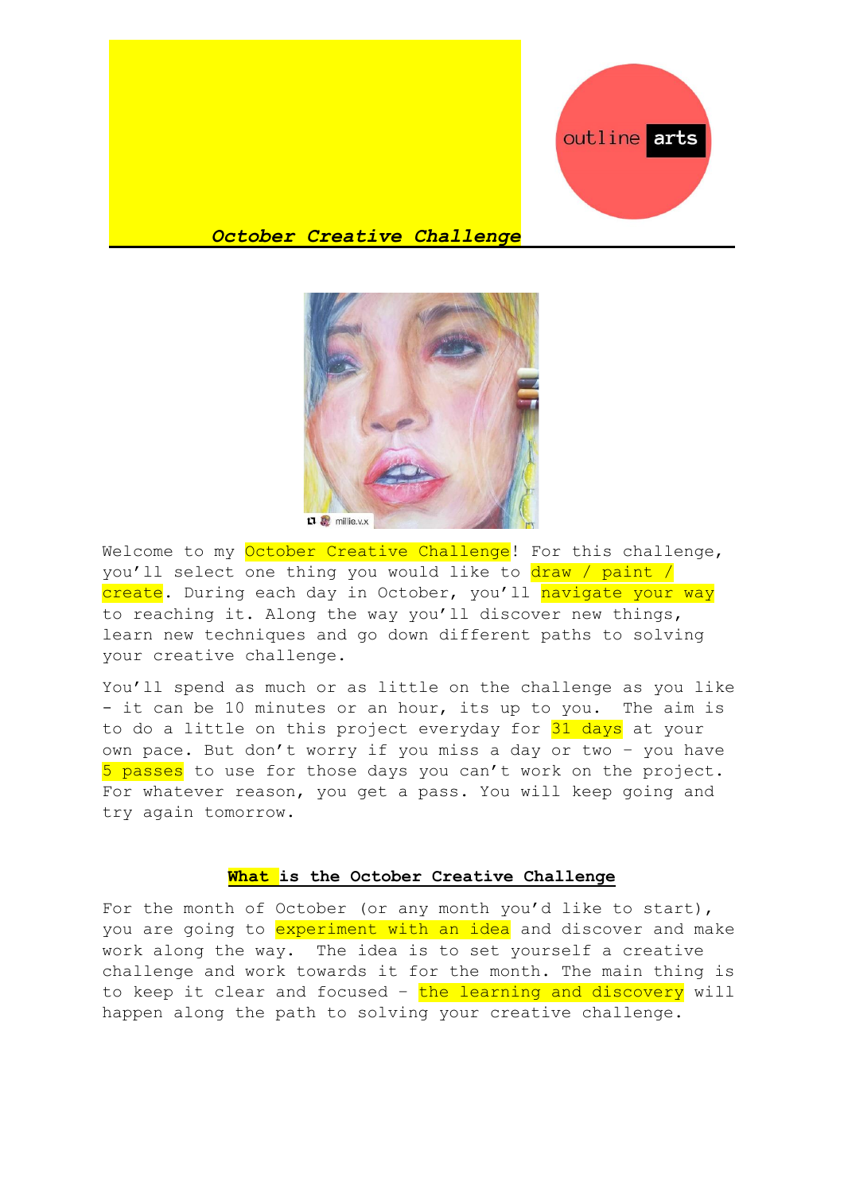outline arts

***October Creative Challenge***

Welcome to my October Creative Challenge! For this challenge, you'll select one thing you would like to draw / paint / create. During each day in October, you'll navigate your way to reaching it. Along the way you'll discover new things, learn new techniques and go down different paths to solving your creative challenge.

You'll spend as much or as little on the challenge as you like - it can be 10 minutes or an hour, its up to you. The aim is to do a little on this project everyday for 31 days at your own pace. But don't worry if you miss a day or two - you have 5 passes to use for those days you can't work on the project. For whatever reason, you get a pass. You will keep going and try again tomorrow.

## What is the October Creative Challenge

For the month of October (or any month you'd like to start), you are going to experiment with an idea and discover and make work along the way. The idea is to set yourself a creative challenge and work towards it for the month. The main thing is to keep it clear and focused - the learning and discovery will happen along the path to solving your creative challenge.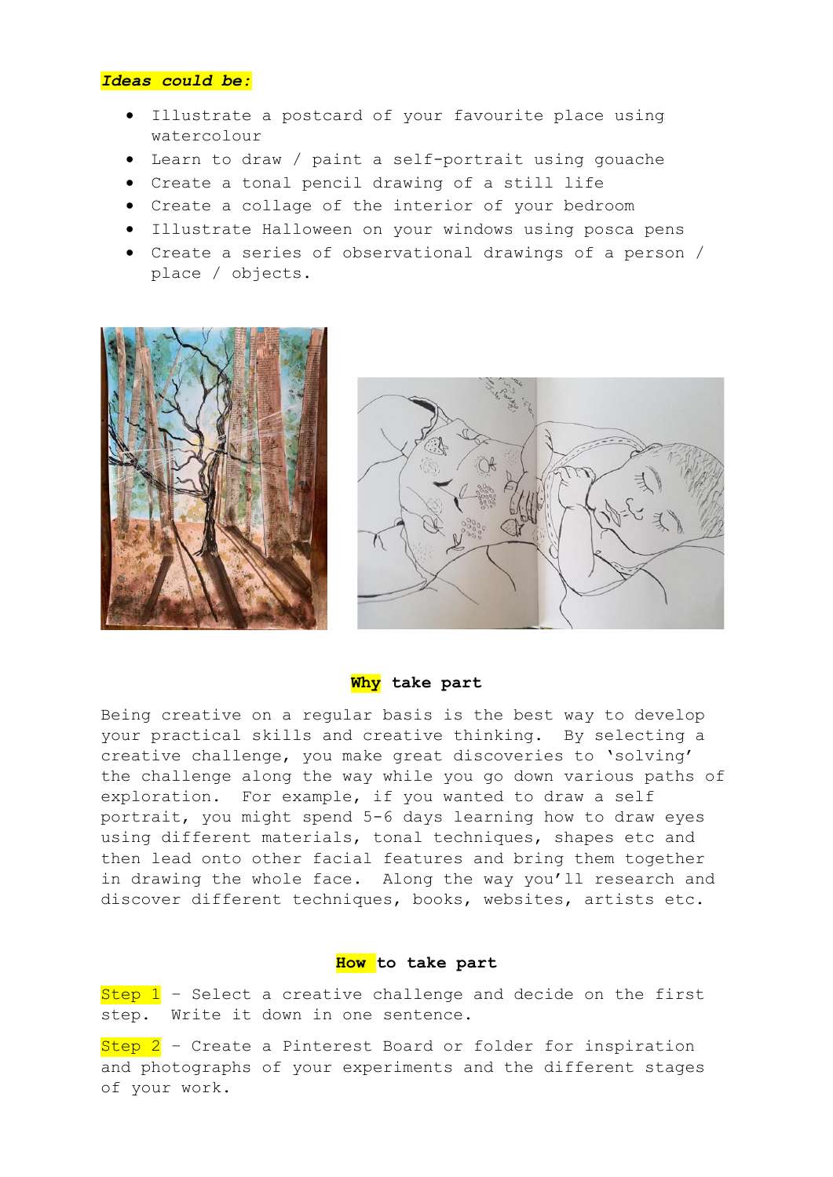***Ideas could be:***

- Illustrate a postcard of your favourite place using watercolour
- Learn to draw / paint a self-portrait using gouache
- Create a tonal pencil drawing of a still life
- Create a collage of the interior of your bedroom
- Illustrate Halloween on your windows using posca pens
- Create a series of observational drawings of a person / place / objects.

**Why take part**

Being creative on a regular basis is the best way to develop your practical skills and creative thinking. By selecting a creative challenge, you make great discoveries to 'solving' the challenge along the way while you go down various paths of exploration. For example, if you wanted to draw a self portrait, you might spend 5-6 days learning how to draw eyes using different materials, tonal techniques, shapes etc and then lead onto other facial features and bring them together in drawing the whole face. Along the way you'll research and discover different techniques, books, websites, artists etc.

**How to take part**

Step 1 – Select a creative challenge and decide on the first step. Write it down in one sentence.

Step 2 – Create a Pinterest Board or folder for inspiration and photographs of your experiments and the different stages of your work.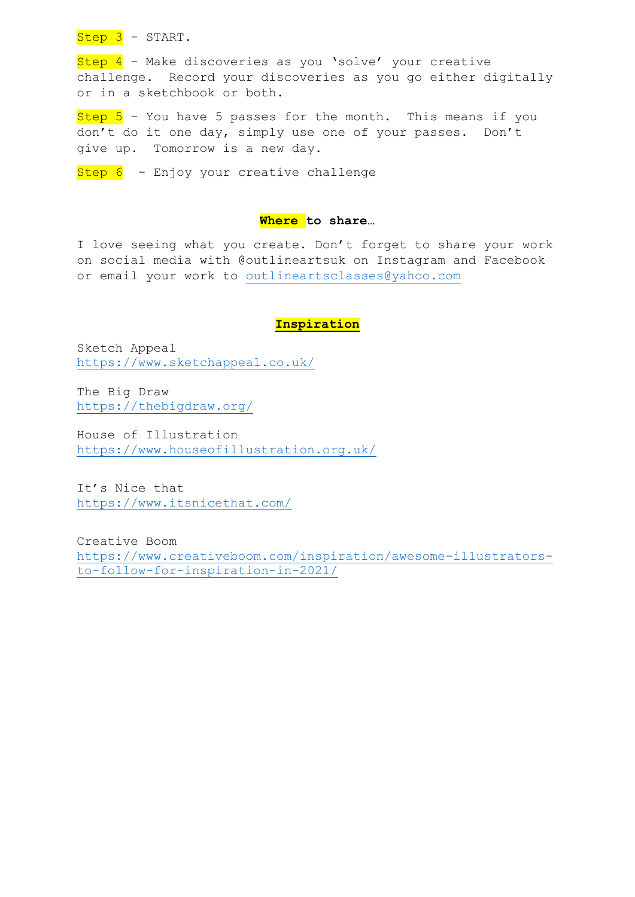Step 3 – START.

Step 4 – Make discoveries as you 'solve' your creative challenge. Record your discoveries as you go either digitally or in a sketchbook or both.

Step 5 – You have 5 passes for the month. This means if you don't do it one day, simply use one of your passes. Don't give up. Tomorrow is a new day.

Step 6 – Enjoy your creative challenge

## **Where to share…**

I love seeing what you create. Don't forget to share your work on social media with @outlineartsuk on Instagram and Facebook or email your work to [outlineartsclasses@yahoo.com](mailto:outlineartsclasses@yahoo.com)

## **Inspiration**

Sketch Appeal
[https://www.sketchappeal.co.uk/](https://www.sketchappeal.co.uk/)

The Big Draw
[https://thebigdraw.org/](https://thebigdraw.org/)

House of Illustration
[https://www.houseofillustration.org.uk/](https://www.houseofillustration.org.uk/)

It's Nice that
[https://www.itsnicethat.com/](https://www.itsnicethat.com/)

Creative Boom
[https://www.creativeboom.com/inspiration/awesome-illustrators-to-follow-for-inspiration-in-2021/](https://www.creativeboom.com/inspiration/awesome-illustrators-to-follow-for-inspiration-in-2021/)